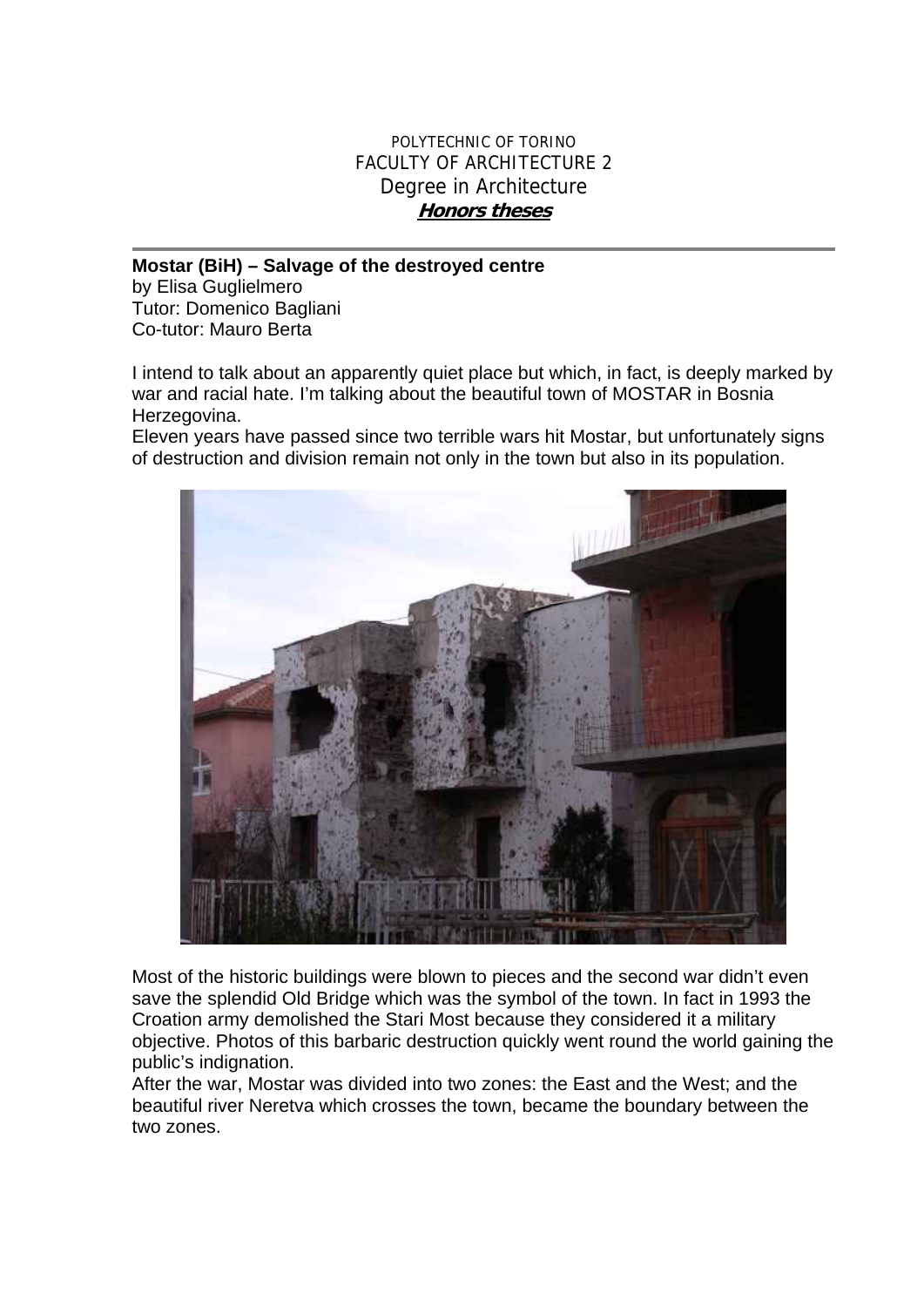POLYTECHNIC OF TORINO
FACULTY OF ARCHITECTURE 2
Degree in Architecture
**Honors theses**

---

**Mostar (BiH) – Salvage of the destroyed centre**
by Elisa Guglielmero
Tutor: Domenico Bagliani
Co-tutor: Mauro Berta

I intend to talk about an apparently quiet place but which, in fact, is deeply marked by war and racial hate. I'm talking about the beautiful town of MOSTAR in Bosnia Herzegovina.
Eleven years have passed since two terrible wars hit Mostar, but unfortunately signs of destruction and division remain not only in the town but also in its population.

Most of the historic buildings were blown to pieces and the second war didn't even save the splendid Old Bridge which was the symbol of the town. In fact in 1993 the Croation army demolished the Stari Most because they considered it a military objective. Photos of this barbaric destruction quickly went round the world gaining the public's indignation.
After the war, Mostar was divided into two zones: the East and the West; and the beautiful river Neretva which crosses the town, became the boundary between the two zones.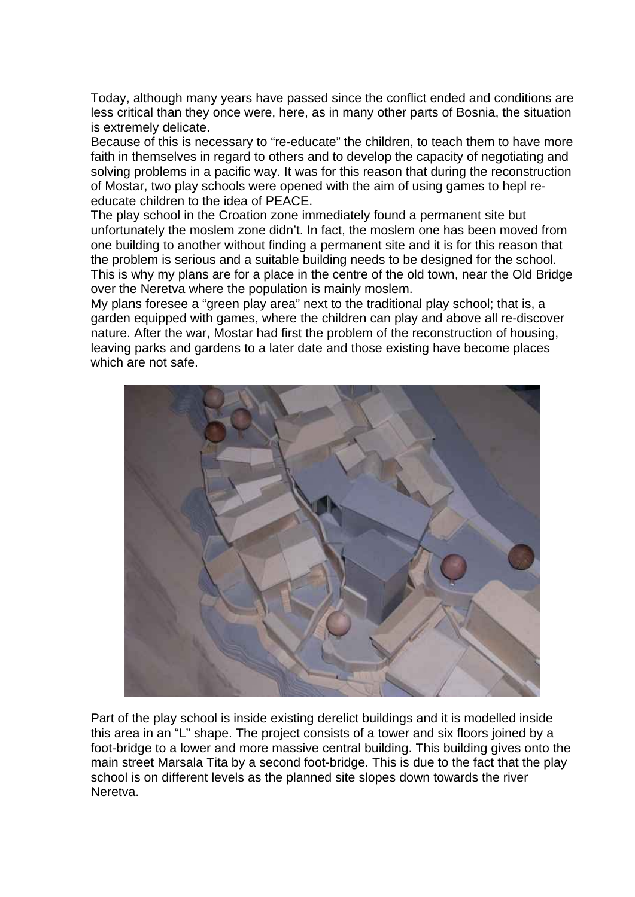Today, although many years have passed since the conflict ended and conditions are less critical than they once were, here, as in many other parts of Bosnia, the situation is extremely delicate.

Because of this is necessary to "re-educate" the children, to teach them to have more faith in themselves in regard to others and to develop the capacity of negotiating and solving problems in a pacific way. It was for this reason that during the reconstruction of Mostar, two play schools were opened with the aim of using games to hepl re-educate children to the idea of PEACE.

The play school in the Croation zone immediately found a permanent site but unfortunately the moslem zone didn't. In fact, the moslem one has been moved from one building to another without finding a permanent site and it is for this reason that the problem is serious and a suitable building needs to be designed for the school.

This is why my plans are for a place in the centre of the old town, near the Old Bridge over the Neretva where the population is mainly moslem.

My plans foresee a "green play area" next to the traditional play school; that is, a garden equipped with games, where the children can play and above all re-discover nature. After the war, Mostar had first the problem of the reconstruction of housing, leaving parks and gardens to a later date and those existing have become places which are not safe.

Part of the play school is inside existing derelict buildings and it is modelled inside this area in an "L" shape. The project consists of a tower and six floors joined by a foot-bridge to a lower and more massive central building. This building gives onto the main street Marsala Tita by a second foot-bridge. This is due to the fact that the play school is on different levels as the planned site slopes down towards the river Neretva.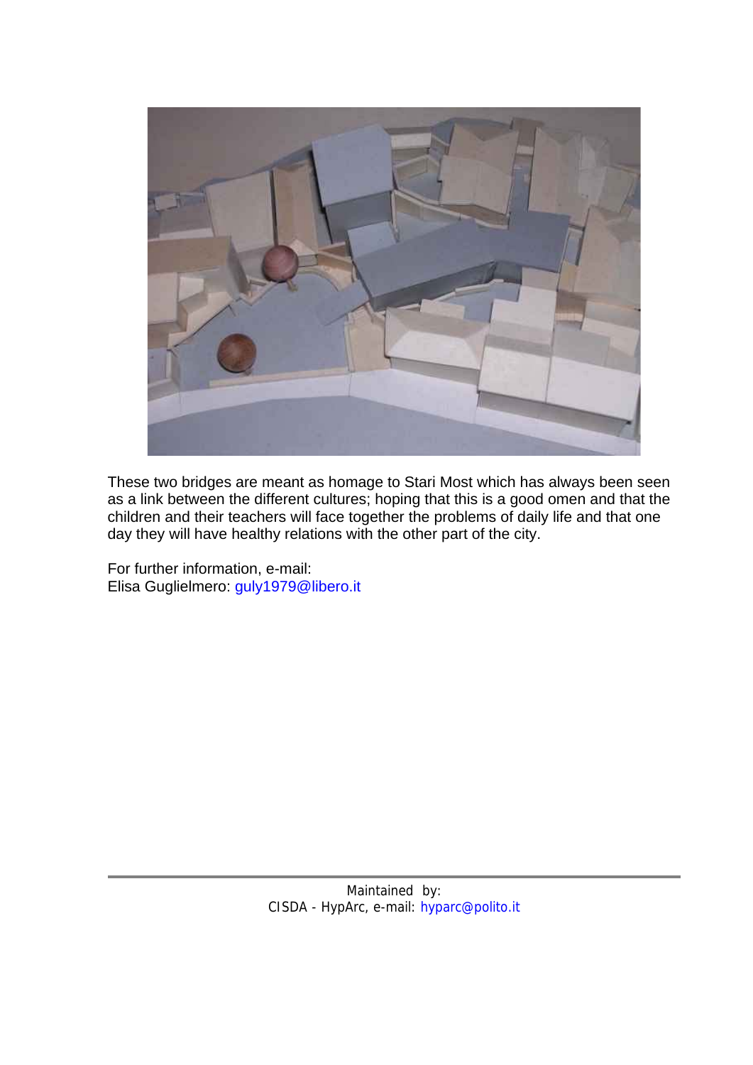These two bridges are meant as homage to Stari Most which has always been seen as a link between the different cultures; hoping that this is a good omen and that the children and their teachers will face together the problems of daily life and that one day they will have healthy relations with the other part of the city.

For further information, e-mail:
Elisa Guglielmero: guly1979@libero.it

---

Maintained by:
CISDA - HypArc, e-mail: hyparc@polito.it